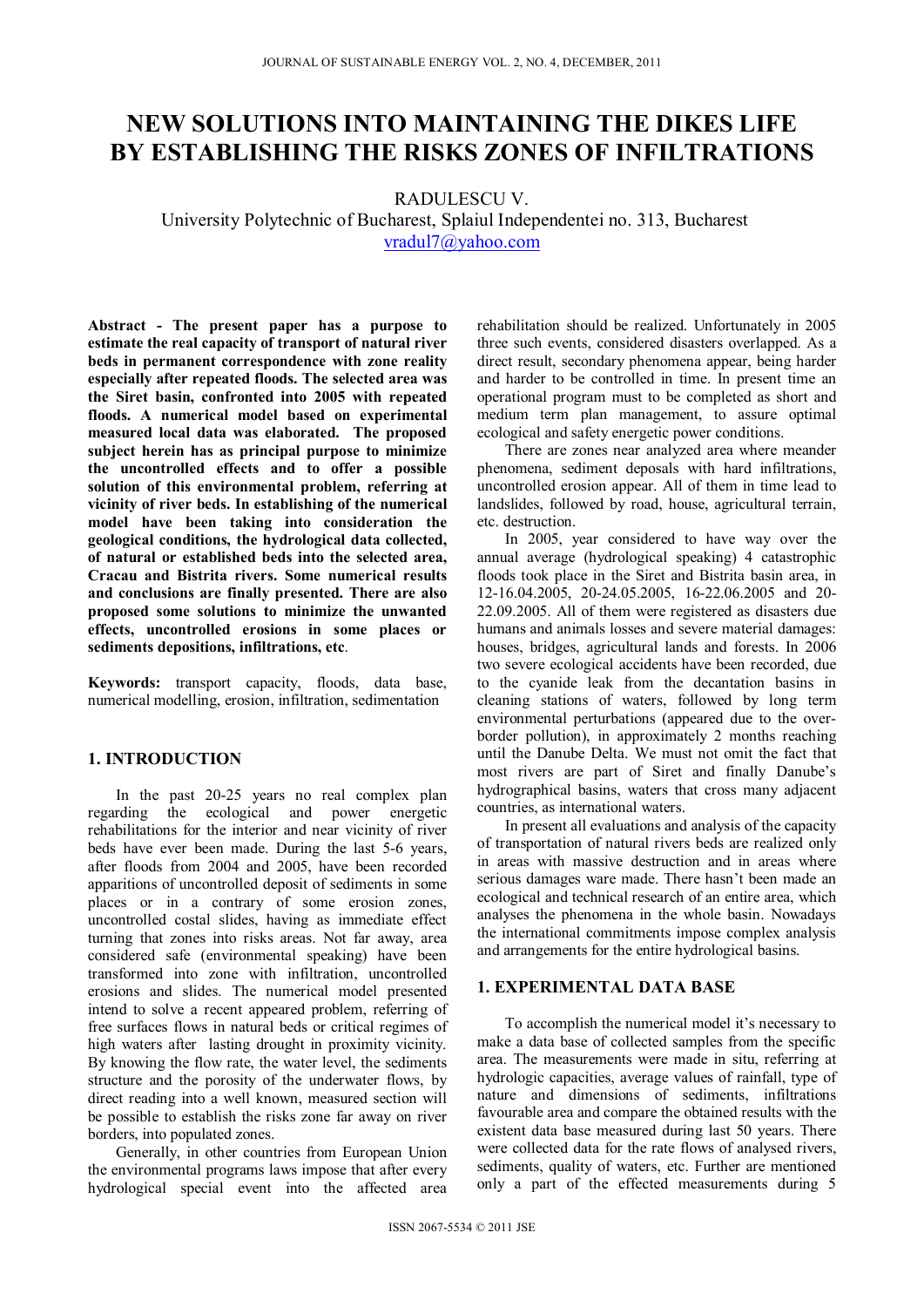# NEW SOLUTIONS INTO MAINTAINING THE DIKES LIFE BY ESTABLISHING THE RISKS ZONES OF INFILTRATIONS

RADULESCU V.

University Polytechnic of Bucharest, Splaiul Independentei no. 313, Bucharest

vradul7@yahoo.com

**Abstract - The present paper has a purpose to estimate the real capacity of transport of natural river beds in permanent correspondence with zone reality especially after repeated floods. The selected area was the Siret basin, confronted into 2005 with repeated floods. A numerical model based on experimental measured local data was elaborated. The proposed subject herein has as principal purpose to minimize the uncontrolled effects and to offer a possible solution of this environmental problem, referring at vicinity of river beds. In establishing of the numerical model have been taking into consideration the geological conditions, the hydrological data collected, of natural or established beds into the selected area, Cracau and Bistrita rivers. Some numerical results and conclusions are finally presented. There are also proposed some solutions to minimize the unwanted effects, uncontrolled erosions in some places or sediments depositions, infiltrations, etc**.

**Keywords:** transport capacity, floods, data base, numerical modelling, erosion, infiltration, sedimentation

## 1. INTRODUCTION

In the past 20-25 years no real complex plan regarding the ecological and power energetic rehabilitations for the interior and near vicinity of river beds have ever been made. During the last 5-6 years, after floods from 2004 and 2005, have been recorded apparitions of uncontrolled deposit of sediments in some places or in a contrary of some erosion zones, uncontrolled costal slides, having as immediate effect turning that zones into risks areas. Not far away, area considered safe (environmental speaking) have been transformed into zone with infiltration, uncontrolled erosions and slides. The numerical model presented intend to solve a recent appeared problem, referring of free surfaces flows in natural beds or critical regimes of high waters after lasting drought in proximity vicinity. By knowing the flow rate, the water level, the sediments structure and the porosity of the underwater flows, by direct reading into a well known, measured section will be possible to establish the risks zone far away on river borders, into populated zones.

Generally, in other countries from European Union the environmental programs laws impose that after every hydrological special event into the affected area rehabilitation should be realized. Unfortunately in 2005 three such events, considered disasters overlapped. As a direct result, secondary phenomena appear, being harder and harder to be controlled in time. In present time an operational program must to be completed as short and medium term plan management, to assure optimal ecological and safety energetic power conditions.

There are zones near analyzed area where meander phenomena, sediment deposals with hard infiltrations, uncontrolled erosion appear. All of them in time lead to landslides, followed by road, house, agricultural terrain, etc. destruction.

In 2005, year considered to have way over the annual average (hydrological speaking) 4 catastrophic floods took place in the Siret and Bistrita basin area, in 12-16.04.2005, 20-24.05.2005, 16-22.06.2005 and 20-22.09.2005. All of them were registered as disasters due humans and animals losses and severe material damages: houses, bridges, agricultural lands and forests. In 2006 two severe ecological accidents have been recorded, due to the cyanide leak from the decantation basins in cleaning stations of waters, followed by long term environmental perturbations (appeared due to the over-border pollution), in approximately 2 months reaching until the Danube Delta. We must not omit the fact that most rivers are part of Siret and finally Danube's hydrographical basins, waters that cross many adjacent countries, as international waters.

In present all evaluations and analysis of the capacity of transportation of natural rivers beds are realized only in areas with massive destruction and in areas where serious damages ware made. There hasn't been made an ecological and technical research of an entire area, which analyses the phenomena in the whole basin. Nowadays the international commitments impose complex analysis and arrangements for the entire hydrological basins.

## 1. EXPERIMENTAL DATA BASE

To accomplish the numerical model it's necessary to make a data base of collected samples from the specific area. The measurements were made in situ, referring at hydrologic capacities, average values of rainfall, type of nature and dimensions of sediments, infiltrations favourable area and compare the obtained results with the existent data base measured during last 50 years. There were collected data for the rate flows of analysed rivers, sediments, quality of waters, etc. Further are mentioned only a part of the effected measurements during 5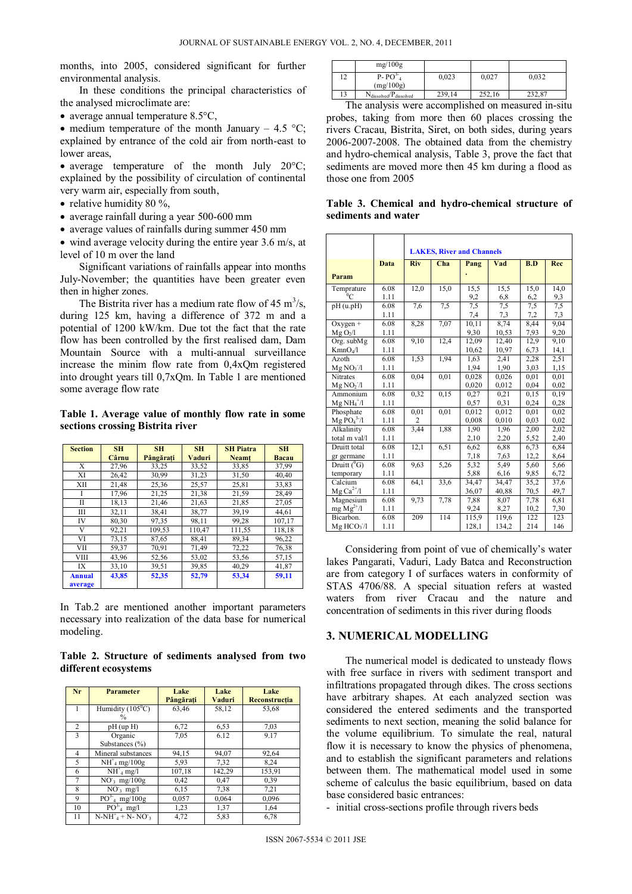months, into 2005, considered significant for further environmental analysis.

In these conditions the principal characteristics of the analysed microclimate are:

- average annual temperature 8.5°C,
- medium temperature of the month January – 4.5 °C; explained by entrance of the cold air from north-east to lower areas,
- average temperature of the month July 20°C; explained by the possibility of circulation of continental very warm air, especially from south,
- relative humidity 80 %,
- average rainfall during a year 500-600 mm
- average values of rainfalls during summer 450 mm
- wind average velocity during the entire year 3.6 m/s, at level of 10 m over the land

Significant variations of rainfalls appear into months July-November; the quantities have been greater even then in higher zones.

The Bistrita river has a medium rate flow of 45 $m^3/s$, during 125 km, having a difference of 372 m and a potential of 1200 kW/km. Due tot the fact that the rate flow has been controlled by the first realised dam, Dam Mountain Source with a multi-annual surveillance increase the minim flow rate from 0,4xQm registered into drought years till 0,7xQm. In Table 1 are mentioned some average flow rate

**Table 1. Average value of monthly flow rate in some sections crossing Bistrita river**

| Section | SH Cârnu | SH Pângăraţi | SH Vaduri | SH Piatra Neamţ | SH Bacau |
|---|---|---|---|---|---|
| X | 27,96 | 33,25 | 33,52 | 33,85 | 37,99 |
| XI | 26,42 | 30,99 | 31,23 | 31,50 | 40,40 |
| XII | 21,48 | 25,36 | 25,57 | 25,81 | 33,83 |
| I | 17,96 | 21,25 | 21,38 | 21,59 | 28,49 |
| II | 18,13 | 21,46 | 21,63 | 21,85 | 27,05 |
| III | 32,11 | 38,41 | 38,77 | 39,19 | 44,61 |
| IV | 80,30 | 97,35 | 98,11 | 99,28 | 107,17 |
| V | 92,21 | 109,53 | 110,47 | 111,55 | 118,18 |
| VI | 73,15 | 87,65 | 88,41 | 89,34 | 96,22 |
| VII | 59,37 | 70,91 | 71,49 | 72,22 | 76,38 |
| VIII | 43,96 | 52,56 | 53,02 | 53,56 | 57,15 |
| IX | 33,10 | 39,51 | 39,85 | 40,29 | 41,87 |
| **Annual average** | **43,85** | **52,35** | **52,79** | **53,34** | **59,11** |

In Tab.2 are mentioned another important parameters necessary into realization of the data base for numerical modeling.

**Table 2. Structure of sediments analysed from two different ecosystems**

| Nr | Parameter | Lake Pângăraţi | Lake Vaduri | Lake Reconstrucţia |
|---|---|---|---|---|
| 1 | Humidity (105$^0$C) % | 63,46 | 58,12 | 53,68 |
| 2 | pH (up H) | 6,72 | 6,53 | 7,03 |
| 3 | Organic Substances (%) | 7,05 | 6.12 | 9.17 |
| 4 | Mineral substances | 94,15 | 94,07 | 92,64 |
| 5 | $NH^+_4$ mg/100g | 5,93 | 7,32 | 8,24 |
| 6 | $NH^+_4$ mg/l | 107,18 | 142,29 | 153,91 |
| 7 | $NO^-_3$ mg/100g | 0,42 | 0,47 | 0,39 |
| 8 | $NO^-_3$ mg/l | 6,15 | 7,38 | 7,21 |
| 9 | $PO^{3-}_4$ mg/100g | 0,057 | 0,064 | 0,096 |
| 10 | $PO^{3-}_4$ mg/l | 1,23 | 1,37 | 1,64 |
| 11 | $N\text{-}NH^+_4 + N\text{-}NO^-_3$ mg/100g | 4,72 | 5,83 | 6,78 |
| 12 | $P\text{-}PO^{3-}_4$ (mg/100g) | 0,023 | 0,027 | 0,032 |
| 13 | $N_{dissolved}/P_{dissolved}$ | 239,14 | 252,16 | 232,87 |

The analysis were accomplished on measured in-situ probes, taking from more then 60 places crossing the rivers Cracau, Bistrita, Siret, on both sides, during years 2006-2007-2008. The obtained data from the chemistry and hydro-chemical analysis, Table 3, prove the fact that sediments are moved more then 45 km during a flood as those one from 2005

**Table 3. Chemical and hydro-chemical structure of sediments and water**

| Param | Data | LAKES, River and Channels | | | | | |
|---|---|---|---|---|---|---|---|
| | | Riv | Cha | Pang. | Vad | B.D | Rec |
| Temprature $^0$C | 6.08<br>1.11 | 12,0 | 15,0 | 15,5<br>9,2 | 15,5<br>6,8 | 15,0<br>6,2 | 14,0<br>9,3 |
| pH (u.pH) | 6.08<br>1.11 | 7,6 | 7,5 | 7,5<br>7,4 | 7,5<br>7,3 | 7,5<br>7,2 | 7,5<br>7,3 |
| Oxygen + Mg $O_2$/l | 6.08<br>1.11 | 8,28 | 7,07 | 10,11<br>9,30 | 8,74<br>10,53 | 8,44<br>7,93 | 9,04<br>9,20 |
| Org. subMg $KmnO_4$/l | 6.08<br>1.11 | 9,10 | 12,4 | 12,09<br>10,62 | 12,40<br>10,97 | 12,9<br>6,73 | 9,10<br>14,1 |
| Azoth Mg $NO_3^-$/l | 6.08<br>1.11 | 1,53 | 1,94 | 1,63<br>1,94 | 2,41<br>1,90 | 2,28<br>3,03 | 2,51<br>1,15 |
| Nitrates Mg $NO_2^-$/l | 6.08<br>1.11 | 0,04 | 0,01 | 0,028<br>0,020 | 0,026<br>0,012 | 0,01<br>0,04 | 0,01<br>0,02 |
| Ammonium Mg $NH_4^+$/l | 6.08<br>1.11 | 0,32 | 0,15 | 0,27<br>0,57 | 0,21<br>0,31 | 0,15<br>0,24 | 0,19<br>0,28 |
| Phosphate Mg $PO_4^{3-}$/l | 6.08<br>1.11 | 0,01<br>2 | 0,01 | 0,012<br>0,008 | 0,012<br>0,010 | 0,01<br>0,03 | 0,02<br>0,02 |
| Alkalinity total m val/l | 6.08<br>1.11 | 3,44 | 1,88 | 1,90<br>2,10 | 1,96<br>2,20 | 2,00<br>5,52 | 2,02<br>2,40 |
| Druitt total gr germane | 6.08<br>1.11 | 12,1 | 6,51 | 6,62<br>7,18 | 6,88<br>7,63 | 6,73<br>12,2 | 6,84<br>8,64 |
| Druitt ($^0$G) temporary | 6.08<br>1.11 | 9,63 | 5,26 | 5,32<br>5,88 | 5,49<br>6,16 | 5,60<br>9,85 | 5,66<br>6,72 |
| Calcium Mg $Ca^{2+}$/l | 6.08<br>1.11 | 64,1 | 33,6 | 34,47<br>36,07 | 34,47<br>40,88 | 35,2<br>70,5 | 37,6<br>49,7 |
| Magnesium mg $Mg^{2+}$/l | 6.08<br>1.11 | 9,73 | 7,78 | 7,88<br>9,24 | 8,07<br>8,27 | 7,78<br>10,2 | 6,81<br>7,30 |
| Bicarbon. Mg $HCO_3^-$/l | 6.08<br>1.11 | 209 | 114 | 115,9<br>128,1 | 119,6<br>134,2 | 122<br>214 | 123<br>146 |

Considering from point of vue of chemically's water lakes Pangarati, Vaduri, Lady Batca and Reconstruction are from category I of surfaces waters in conformity of STAS 4706/88. A special situation refers at wasted waters from river Cracau and the nature and concentration of sediments in this river during floods

## 3. NUMERICAL MODELLING

The numerical model is dedicated to unsteady flows with free surface in rivers with sediment transport and infiltrations propagated through dikes. The cross sections have arbitrary shapes. At each analyzed section was considered the entered sediments and the transported sediments to next section, meaning the solid balance for the volume equilibrium. To simulate the real, natural flow it is necessary to know the physics of phenomena, and to establish the significant parameters and relations between them. The mathematical model used in some scheme of calculus the basic equilibrium, based on data base considered basic entrances:

- initial cross-sections profile through rivers beds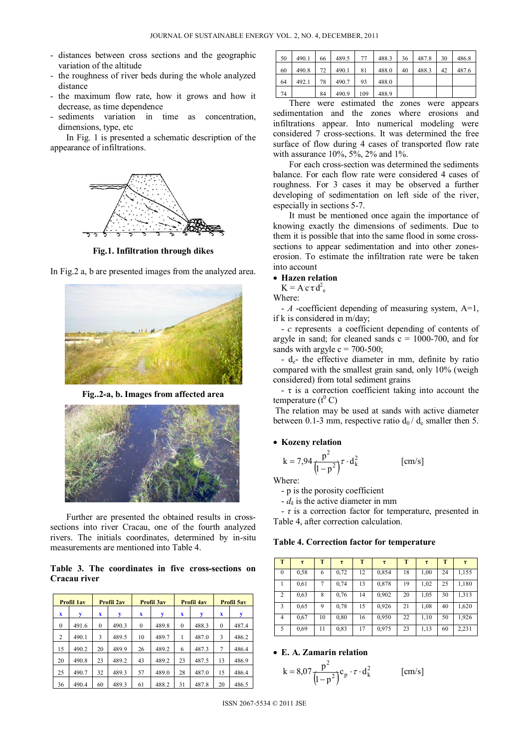- distances between cross sections and the geographic variation of the altitude
- the roughness of river beds during the whole analyzed distance
- the maximum flow rate, how it grows and how it decrease, as time dependence
- sediments variation in time as concentration, dimensions, type, etc

In Fig. 1 is presented a schematic description of the appearance of infiltrations.

**Fig.1. Infiltration through dikes**

In Fig.2 a, b are presented images from the analyzed area.

**Fig..2-a, b. Images from affected area**

Further are presented the obtained results in cross-sections into river Cracau, one of the fourth analyzed rivers. The initials coordinates, determined by in-situ measurements are mentioned into Table 4.

**Table 3. The coordinates in five cross-sections on Cracau river**

| Profil 1av | | Profil 2av | | Profil 3av | | Profil 4av | | Profil 5av | |
|---|---|---|---|---|---|---|---|---|---|
| x | y | x | y | x | y | x | y | x | y |
| 0 | 491.6 | 0 | 490.3 | 0 | 489.8 | 0 | 488.3 | 0 | 487.4 |
| 2 | 490.1 | 3 | 489.5 | 10 | 489.7 | 1 | 487.0 | 3 | 486.2 |
| 15 | 490.2 | 20 | 489.9 | 26 | 489.2 | 6 | 487.3 | 7 | 486.4 |
| 20 | 490.8 | 23 | 489.2 | 43 | 489.2 | 23 | 487.5 | 13 | 486.9 |
| 25 | 490.7 | 32 | 489.3 | 57 | 489.0 | 28 | 487.0 | 15 | 486.4 |
| 36 | 490.4 | 60 | 489.3 | 61 | 488.2 | 31 | 487.8 | 20 | 486.5 |
| 50 | 490.1 | 66 | 489.5 | 77 | 488.3 | 36 | 487.8 | 30 | 486.8 |
| 60 | 490.8 | 72 | 490.1 | 81 | 488.0 | 40 | 488.3 | 42 | 487.6 |
| 64 | 492.1 | 78 | 490.7 | 93 | 488.0 | | | | |
| 74 | | 84 | 490.9 | 109 | 488.9 | | | | |

There were estimated the zones were appears sedimentation and the zones where erosions and infiltrations appear. Into numerical modeling were considered 7 cross-sections. It was determined the free surface of flow during 4 cases of transported flow rate with assurance 10%, 5%, 2% and 1%.

For each cross-section was determined the sediments balance. For each flow rate were considered 4 cases of roughness. For 3 cases it may be observed a further developing of sedimentation on left side of the river, especially in sections 5-7.

It must be mentioned once again the importance of knowing exactly the dimensions of sediments. Due to them it is possible that into the same flood in some cross-sections to appear sedimentation and into other zones-erosion. To estimate the infiltration rate were be taken into account

- **Hazen relation**

$K = A \cdot c \cdot \tau \cdot d_e^2$

Where:

- $A$ -coefficient depending of measuring system, A=1, if k is considered in m/day;
- $c$ represents a coefficient depending of contents of argyle in sand; for cleaned sands c = 1000-700, and for sands with argyle c = 700-500;
- $d_e$- the effective diameter in mm, definite by ratio compared with the smallest grain sand, only 10% (weigh considered) from total sediment grains
- $\tau$ is a correction coefficient taking into account the temperature ($t^0$ C)

The relation may be used at sands with active diameter between 0.1-3 mm, respective ratio $d_0 / d_e$ smaller then 5.

- **Kozeny relation**

$$k = 7{,}94 \frac{p^2}{\left(1-p^2\right)} \tau \cdot d_k^2 \qquad \text{[cm/s]}$$

Where:

- p is the porosity coefficient
- $d_k$ is the active diameter in mm
- $\tau$ is a correction factor for temperature, presented in Table 4, after correction calculation.

**Table 4. Correction factor for temperature**

| T | τ | T | τ | T | τ | T | τ | T | τ |
|---|---|---|---|---|---|---|---|---|---|
| 0 | 0,58 | 6 | 0,72 | 12 | 0,854 | 18 | 1,00 | 24 | 1,155 |
| 1 | 0,61 | 7 | 0,74 | 13 | 0,878 | 19 | 1,02 | 25 | 1,180 |
| 2 | 0,63 | 8 | 0,76 | 14 | 0,902 | 20 | 1,05 | 30 | 1,313 |
| 3 | 0,65 | 9 | 0,78 | 15 | 0,926 | 21 | 1,08 | 40 | 1,620 |
| 4 | 0,67 | 10 | 0,80 | 16 | 0,950 | 22 | 1,10 | 50 | 1,926 |
| 5 | 0,69 | 11 | 0,83 | 17 | 0,975 | 23 | 1,13 | 60 | 2,231 |

- **E. A. Zamarin relation**

$$k = 8{,}07 \frac{p^2}{\left(1-p^2\right)} c_p \cdot \tau \cdot d_k^2 \qquad \text{[cm/s]}$$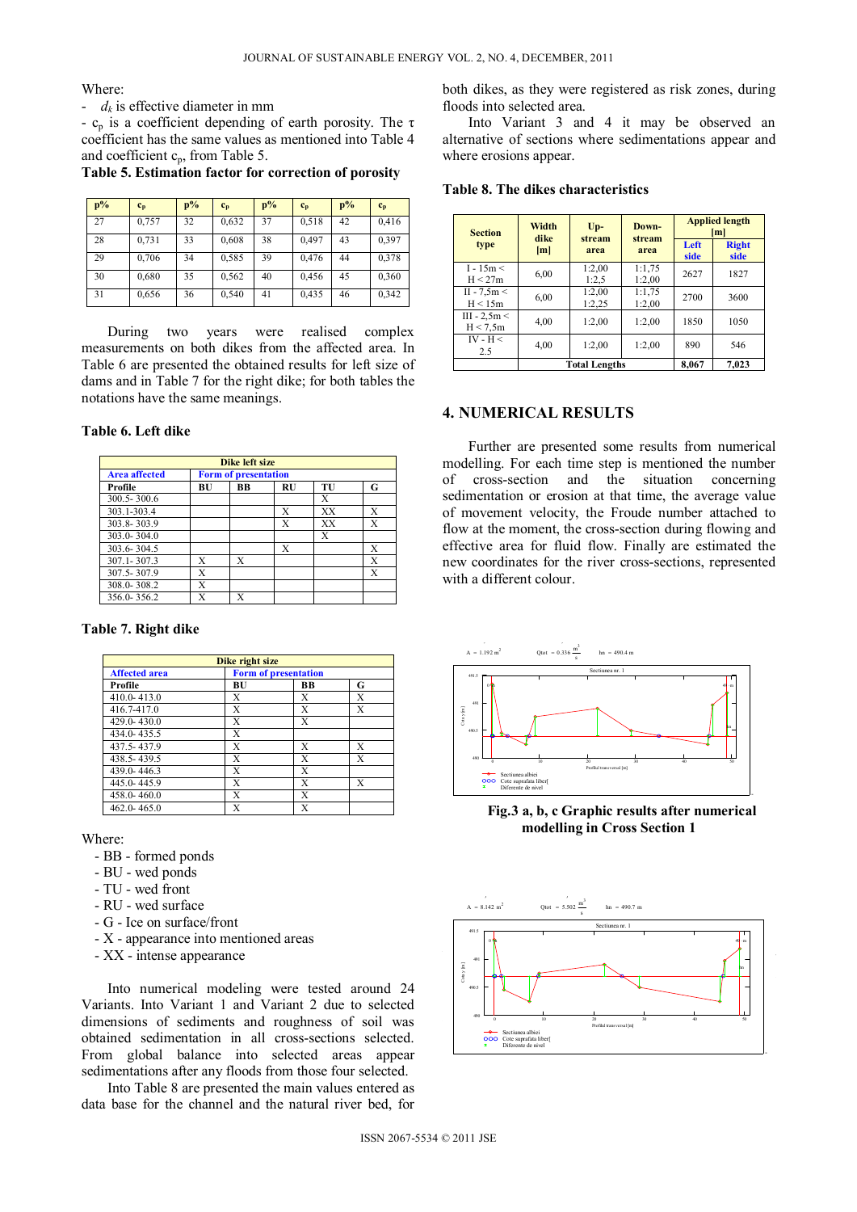Where:

- $d_k$ is effective diameter in mm
- $c_p$ is a coefficient depending of earth porosity. The τ coefficient has the same values as mentioned into Table 4 and coefficient $c_p$, from Table 5.

**Table 5. Estimation factor for correction of porosity**

| p% | $c_p$ | p% | $c_p$ | p% | $c_p$ | p% | $c_p$ |
|---|---|---|---|---|---|---|---|
| 27 | 0,757 | 32 | 0,632 | 37 | 0,518 | 42 | 0,416 |
| 28 | 0,731 | 33 | 0,608 | 38 | 0,497 | 43 | 0,397 |
| 29 | 0,706 | 34 | 0,585 | 39 | 0,476 | 44 | 0,378 |
| 30 | 0,680 | 35 | 0,562 | 40 | 0,456 | 45 | 0,360 |
| 31 | 0,656 | 36 | 0,540 | 41 | 0,435 | 46 | 0,342 |

During two years were realised complex measurements on both dikes from the affected area. In Table 6 are presented the obtained results for left size of dams and in Table 7 for the right dike; for both tables the notations have the same meanings.

**Table 6. Left dike**

| Dike left size | | | | | |
|---|---|---|---|---|---|
| Area affected | Form of presentation | | | | |
| Profile | BU | BB | RU | TU | G |
| 300.5- 300.6 | | | | X | |
| 303.1-303.4 | | | X | XX | X |
| 303.8- 303.9 | | | X | XX | X |
| 303.0- 304.0 | | | | X | |
| 303.6- 304.5 | | | X | | X |
| 307.1- 307.3 | X | X | | | X |
| 307.5- 307.9 | X | | | | X |
| 308.0- 308.2 | X | | | | |
| 356.0- 356.2 | X | X | | | |

**Table 7. Right dike**

| Dike right size | | | |
|---|---|---|---|
| Affected area | Form of presentation | | |
| Profile | BU | BB | G |
| 410.0- 413.0 | X | X | X |
| 416.7-417.0 | X | X | X |
| 429.0- 430.0 | X | X | |
| 434.0- 435.5 | X | | |
| 437.5- 437.9 | X | X | X |
| 438.5- 439.5 | X | X | X |
| 439.0- 446.3 | X | X | |
| 445.0- 445.9 | X | X | X |
| 458.0- 460.0 | X | X | |
| 462.0- 465.0 | X | X | |

Where:

- BB - formed ponds
- BU - wed ponds
- TU - wed front
- RU - wed surface
- G - Ice on surface/front
- X - appearance into mentioned areas
- XX - intense appearance

Into numerical modeling were tested around 24 Variants. Into Variant 1 and Variant 2 due to selected dimensions of sediments and roughness of soil was obtained sedimentation in all cross-sections selected. From global balance into selected areas appear sedimentations after any floods from those four selected.

Into Table 8 are presented the main values entered as data base for the channel and the natural river bed, for both dikes, as they were registered as risk zones, during floods into selected area.

Into Variant 3 and 4 it may be observed an alternative of sections where sedimentations appear and where erosions appear.

**Table 8. The dikes characteristics**

| Section type | Width dike [m] | Up-stream area | Down-stream area | Applied length [m] | |
|---|---|---|---|---|---|
| | | | | Left side | Right side |
| I - 15m < H < 27m | 6,00 | 1:2,00 1:2,5 | 1:1,75 1:2,00 | 2627 | 1827 |
| II - 7,5m < H < 15m | 6,00 | 1:2,00 1:2,25 | 1:1,75 1:2,00 | 2700 | 3600 |
| III - 2,5m < H < 7,5m | 4,00 | 1:2,00 | 1:2,00 | 1850 | 1050 |
| IV - H < 2.5 | 4,00 | 1:2,00 | 1:2,00 | 890 | 546 |
| | Total Lengths | | | 8,067 | 7,023 |

## 4. NUMERICAL RESULTS

Further are presented some results from numerical modelling. For each time step is mentioned the number of cross-section and the situation concerning sedimentation or erosion at that time, the average value of movement velocity, the Froude number attached to flow at the moment, the cross-section during flowing and effective area for fluid flow. Finally are estimated the new coordinates for the river cross-sections, represented with a different colour.

**Fig.3 a, b, c Graphic results after numerical modelling in Cross Section 1**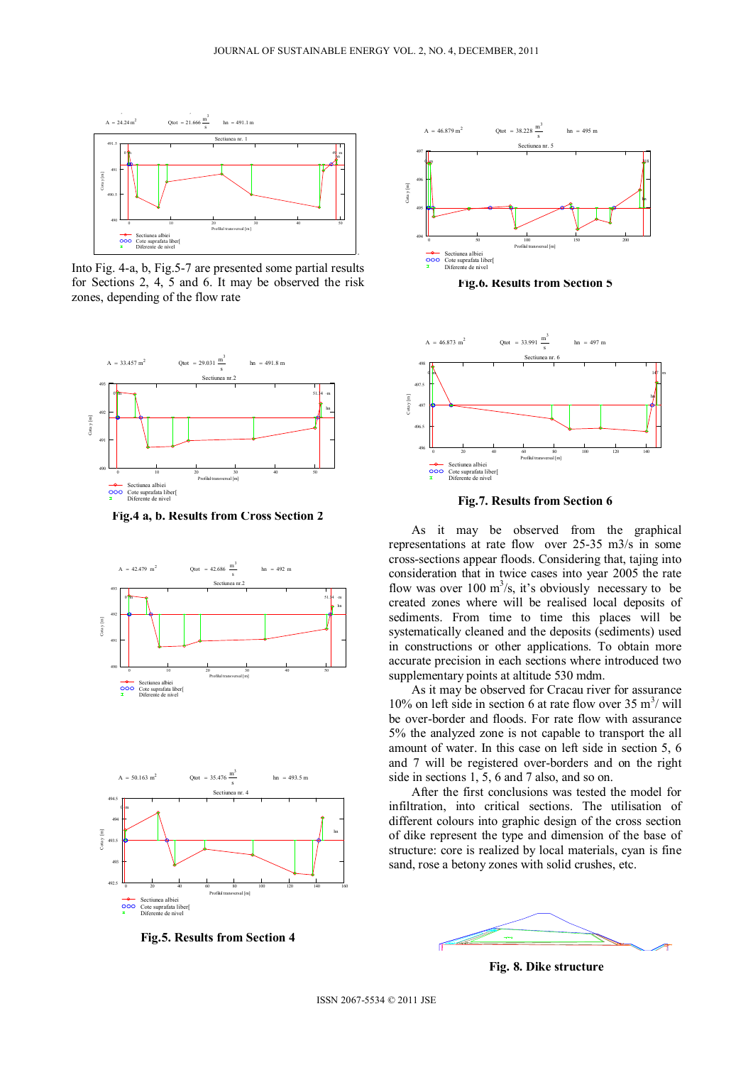Into Fig. 4-a, b, Fig.5-7 are presented some partial results for Sections 2, 4, 5 and 6. It may be observed the risk zones, depending of the flow rate

**Fig.4 a, b. Results from Cross Section 2**

**Fig.5. Results from Section 4**

**Fig.6. Results from Section 5**

**Fig.7. Results from Section 6**

As it may be observed from the graphical representations at rate flow over 25-35 m3/s in some cross-sections appear floods. Considering that, tajing into consideration that in twice cases into year 2005 the rate flow was over 100 $m^3$/s, it's obviously necessary to be created zones where will be realised local deposits of sediments. From time to time this places will be systematically cleaned and the deposits (sediments) used in constructions or other applications. To obtain more accurate precision in each sections where introduced two supplementary points at altitude 530 mdm.

As it may be observed for Cracau river for assurance 10% on left side in section 6 at rate flow over 35 $m^3$/ will be over-border and floods. For rate flow with assurance 5% the analyzed zone is not capable to transport the all amount of water. In this case on left side in section 5, 6 and 7 will be registered over-borders and on the right side in sections 1, 5, 6 and 7 also, and so on.

After the first conclusions was tested the model for infiltration, into critical sections. The utilisation of different colours into graphic design of the cross section of dike represent the type and dimension of the base of structure: core is realized by local materials, cyan is fine sand, rose a betony zones with solid crushes, etc.

**Fig. 8. Dike structure**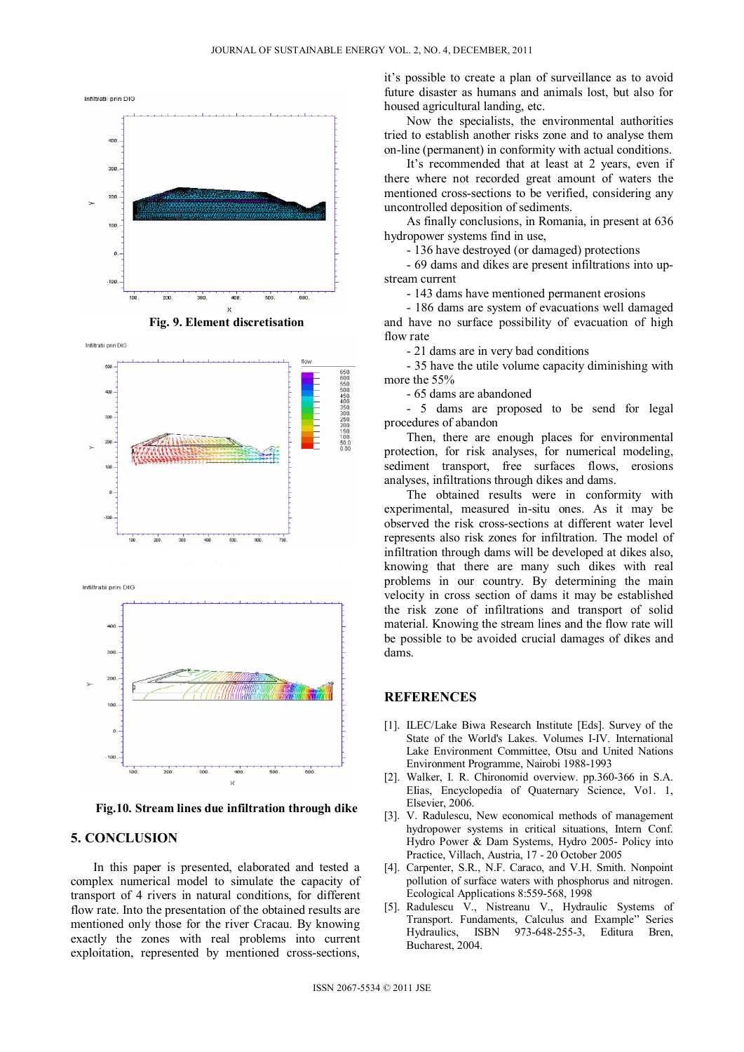Fig. 9. Element discretisation

Fig.10. Stream lines due infiltration through dike

## 5. CONCLUSION

In this paper is presented, elaborated and tested a complex numerical model to simulate the capacity of transport of 4 rivers in natural conditions, for different flow rate. Into the presentation of the obtained results are mentioned only those for the river Cracau. By knowing exactly the zones with real problems into current exploitation, represented by mentioned cross-sections, it's possible to create a plan of surveillance as to avoid future disaster as humans and animals lost, but also for housed agricultural landing, etc.

Now the specialists, the environmental authorities tried to establish another risks zone and to analyse them on-line (permanent) in conformity with actual conditions.

It's recommended that at least at 2 years, even if there where not recorded great amount of waters the mentioned cross-sections to be verified, considering any uncontrolled deposition of sediments.

As finally conclusions, in Romania, in present at 636 hydropower systems find in use,

- 136 have destroyed (or damaged) protections
- 69 dams and dikes are present infiltrations into up-stream current
- 143 dams have mentioned permanent erosions
- 186 dams are system of evacuations well damaged and have no surface possibility of evacuation of high flow rate
- 21 dams are in very bad conditions
- 35 have the utile volume capacity diminishing with more the 55%
- 65 dams are abandoned
- 5 dams are proposed to be send for legal procedures of abandon

Then, there are enough places for environmental protection, for risk analyses, for numerical modeling, sediment transport, free surfaces flows, erosions analyses, infiltrations through dikes and dams.

The obtained results were in conformity with experimental, measured in-situ ones. As it may be observed the risk cross-sections at different water level represents also risk zones for infiltration. The model of infiltration through dams will be developed at dikes also, knowing that there are many such dikes with real problems in our country. By determining the main velocity in cross section of dams it may be established the risk zone of infiltrations and transport of solid material. Knowing the stream lines and the flow rate will be possible to be avoided crucial damages of dikes and dams.

## REFERENCES

[1]. ILEC/Lake Biwa Research Institute [Eds]. Survey of the State of the World's Lakes. Volumes I-IV. International Lake Environment Committee, Otsu and United Nations Environment Programme, Nairobi 1988-1993

[2]. Walker, I. R. Chironomid overview. pp.360-366 in S.A. Elias, Encyclopedia of Quaternary Science, Vol. 1, Elsevier, 2006.

[3]. V. Radulescu, New economical methods of management hydropower systems in critical situations, Intern Conf. Hydro Power & Dam Systems, Hydro 2005- Policy into Practice, Villach, Austria, 17 - 20 October 2005

[4]. Carpenter, S.R., N.F. Caraco, and V.H. Smith. Nonpoint pollution of surface waters with phosphorus and nitrogen. Ecological Applications 8:559-568, 1998

[5]. Radulescu V., Nistreanu V., Hydraulic Systems of Transport. Fundaments, Calculus and Example" Series Hydraulics, ISBN 973-648-255-3, Editura Bren, Bucharest, 2004.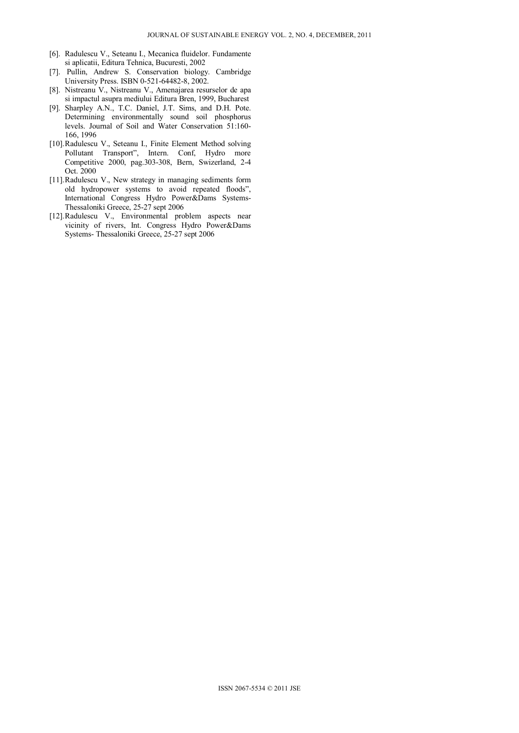[6]. Radulescu V., Seteanu I., Mecanica fluidelor. Fundamente si aplicatii, Editura Tehnica, Bucuresti, 2002

[7]. Pullin, Andrew S. Conservation biology. Cambridge University Press. ISBN 0-521-64482-8, 2002.

[8]. Nistreanu V., Nistreanu V., Amenajarea resurselor de apa si impactul asupra mediului Editura Bren, 1999, Bucharest

[9]. Sharpley A.N., T.C. Daniel, J.T. Sims, and D.H. Pote. Determining environmentally sound soil phosphorus levels. Journal of Soil and Water Conservation 51:160-166, 1996

[10]. Radulescu V., Seteanu I., Finite Element Method solving Pollutant Transport", Intern. Conf, Hydro more Competitive 2000, pag.303-308, Bern, Swizerland, 2-4 Oct. 2000

[11]. Radulescu V., New strategy in managing sediments form old hydropower systems to avoid repeated floods", International Congress Hydro Power&Dams Systems-Thessaloniki Greece, 25-27 sept 2006

[12]. Radulescu V., Environmental problem aspects near vicinity of rivers, Int. Congress Hydro Power&Dams Systems- Thessaloniki Greece, 25-27 sept 2006